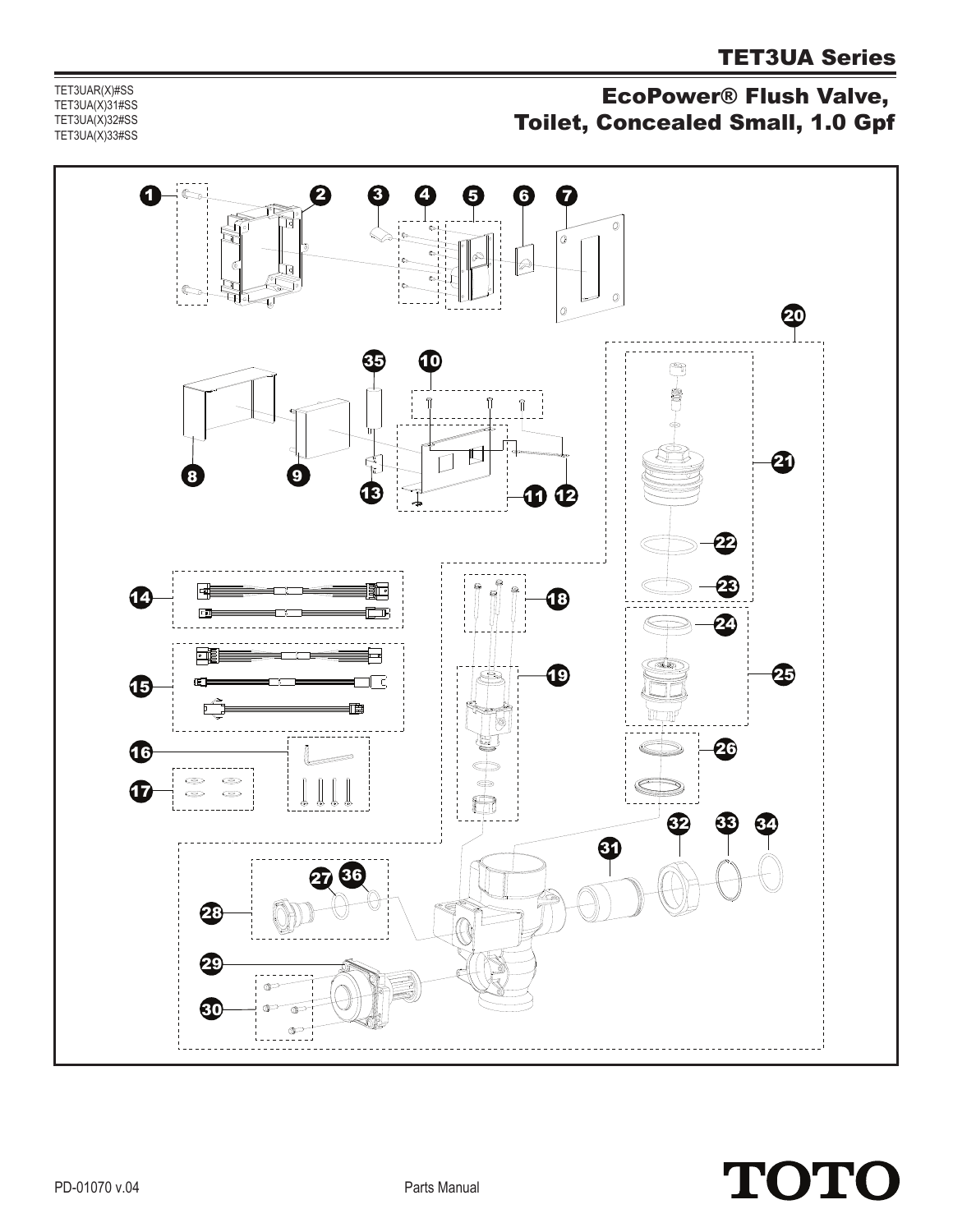# TET3UA Series

TET3UAR(X)#SS
TET3UA(X)31#SS
TET3UA(X)32#SS
TET3UA(X)33#SS

## EcoPower® Flush Valve, Toilet, Concealed Small, 1.0 Gpf

PD-01070 v.04

Parts Manual

TOTO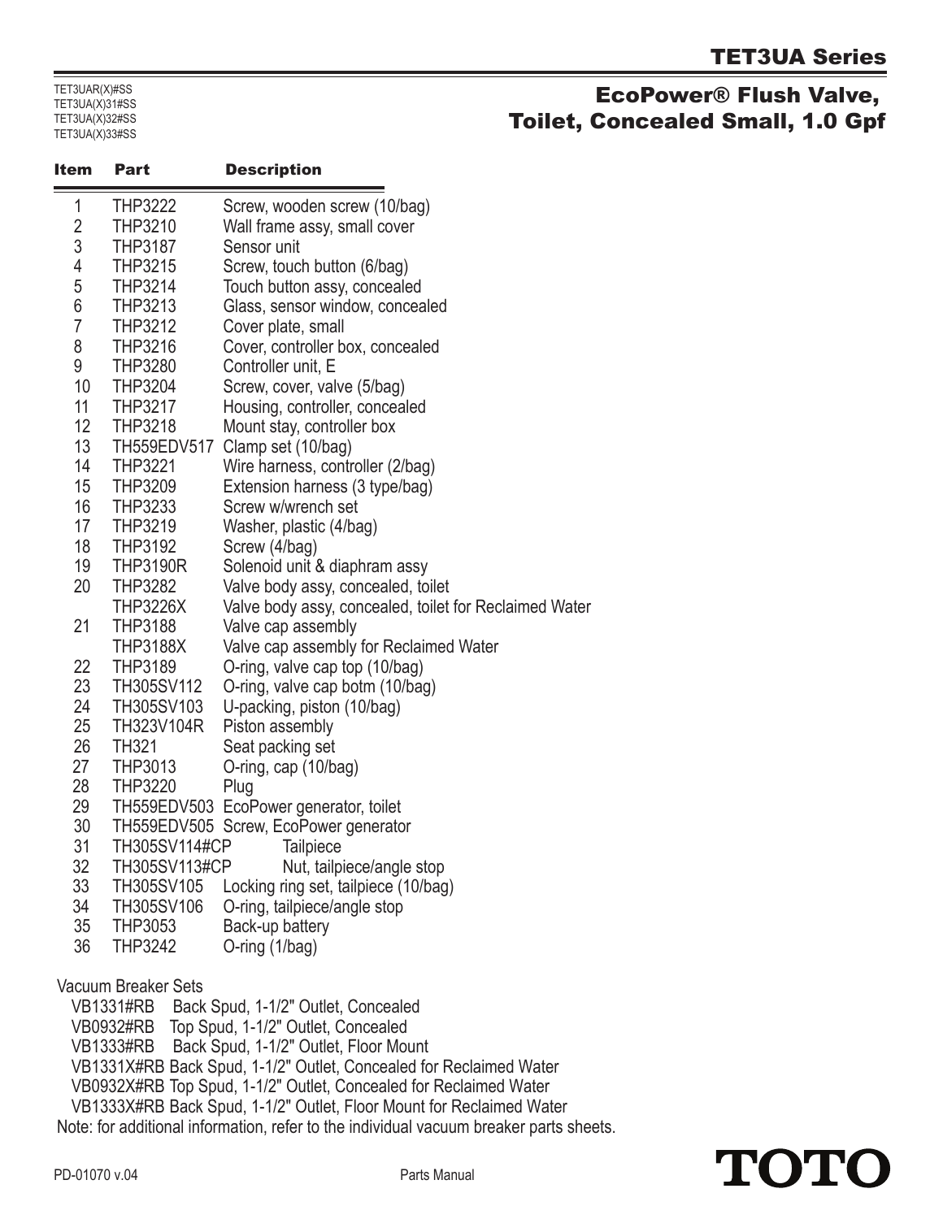# TET3UA Series

TET3UAR(X)#SS
TET3UA(X)31#SS
TET3UA(X)32#SS
TET3UA(X)33#SS

## EcoPower® Flush Valve, Toilet, Concealed Small, 1.0 Gpf

| Item | Part | Description |
|---|---|---|
| 1 | THP3222 | Screw, wooden screw (10/bag) |
| 2 | THP3210 | Wall frame assy, small cover |
| 3 | THP3187 | Sensor unit |
| 4 | THP3215 | Screw, touch button (6/bag) |
| 5 | THP3214 | Touch button assy, concealed |
| 6 | THP3213 | Glass, sensor window, concealed |
| 7 | THP3212 | Cover plate, small |
| 8 | THP3216 | Cover, controller box, concealed |
| 9 | THP3280 | Controller unit, E |
| 10 | THP3204 | Screw, cover, valve (5/bag) |
| 11 | THP3217 | Housing, controller, concealed |
| 12 | THP3218 | Mount stay, controller box |
| 13 | TH559EDV517 | Clamp set (10/bag) |
| 14 | THP3221 | Wire harness, controller (2/bag) |
| 15 | THP3209 | Extension harness (3 type/bag) |
| 16 | THP3233 | Screw w/wrench set |
| 17 | THP3219 | Washer, plastic (4/bag) |
| 18 | THP3192 | Screw (4/bag) |
| 19 | THP3190R | Solenoid unit & diaphram assy |
| 20 | THP3282 | Valve body assy, concealed, toilet |
| | THP3226X | Valve body assy, concealed, toilet for Reclaimed Water |
| 21 | THP3188 | Valve cap assembly |
| | THP3188X | Valve cap assembly for Reclaimed Water |
| 22 | THP3189 | O-ring, valve cap top (10/bag) |
| 23 | TH305SV112 | O-ring, valve cap botm (10/bag) |
| 24 | TH305SV103 | U-packing, piston (10/bag) |
| 25 | TH323V104R | Piston assembly |
| 26 | TH321 | Seat packing set |
| 27 | THP3013 | O-ring, cap (10/bag) |
| 28 | THP3220 | Plug |
| 29 | TH559EDV503 | EcoPower generator, toilet |
| 30 | TH559EDV505 | Screw, EcoPower generator |
| 31 | TH305SV114#CP | Tailpiece |
| 32 | TH305SV113#CP | Nut, tailpiece/angle stop |
| 33 | TH305SV105 | Locking ring set, tailpiece (10/bag) |
| 34 | TH305SV106 | O-ring, tailpiece/angle stop |
| 35 | THP3053 | Back-up battery |
| 36 | THP3242 | O-ring (1/bag) |

Vacuum Breaker Sets

- VB1331#RB Back Spud, 1-1/2" Outlet, Concealed
- VB0932#RB Top Spud, 1-1/2" Outlet, Concealed
- VB1333#RB Back Spud, 1-1/2" Outlet, Floor Mount
- VB1331X#RB Back Spud, 1-1/2" Outlet, Concealed for Reclaimed Water
- VB0932X#RB Top Spud, 1-1/2" Outlet, Concealed for Reclaimed Water
- VB1333X#RB Back Spud, 1-1/2" Outlet, Floor Mount for Reclaimed Water

Note: for additional information, refer to the individual vacuum breaker parts sheets.

PD-01070 v.04 Parts Manual

TOTO